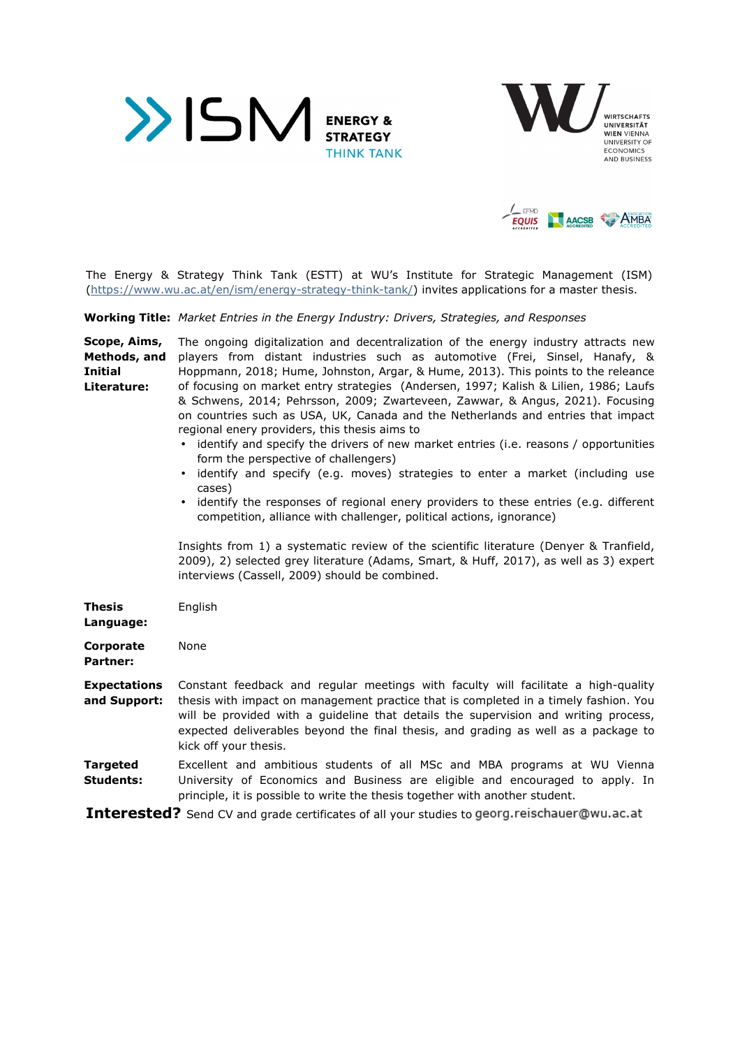The Energy & Strategy Think Tank (ESTT) at WU's Institute for Strategic Management (ISM) (https://www.wu.ac.at/en/ism/energy-strategy-think-tank/) invites applications for a master thesis.

**Working Title:** *Market Entries in the Energy Industry: Drivers, Strategies, and Responses*

**Scope, Aims, Methods, and Initial Literature:** The ongoing digitalization and decentralization of the energy industry attracts new players from distant industries such as automotive (Frei, Sinsel, Hanafy, & Hoppmann, 2018; Hume, Johnston, Argar, & Hume, 2013). This points to the releance of focusing on market entry strategies (Andersen, 1997; Kalish & Lilien, 1986; Laufs & Schwens, 2014; Pehrsson, 2009; Zwarteveen, Zawwar, & Angus, 2021). Focusing on countries such as USA, UK, Canada and the Netherlands and entries that impact regional enery providers, this thesis aims to

- identify and specify the drivers of new market entries (i.e. reasons / opportunities form the perspective of challengers)
- identify and specify (e.g. moves) strategies to enter a market (including use cases)
- identify the responses of regional enery providers to these entries (e.g. different competition, alliance with challenger, political actions, ignorance)

Insights from 1) a systematic review of the scientific literature (Denyer & Tranfield, 2009), 2) selected grey literature (Adams, Smart, & Huff, 2017), as well as 3) expert interviews (Cassell, 2009) should be combined.

**Thesis Language:** English

**Corporate Partner:** None

**Expectations and Support:** Constant feedback and regular meetings with faculty will facilitate a high-quality thesis with impact on management practice that is completed in a timely fashion. You will be provided with a guideline that details the supervision and writing process, expected deliverables beyond the final thesis, and grading as well as a package to kick off your thesis.

**Targeted Students:** Excellent and ambitious students of all MSc and MBA programs at WU Vienna University of Economics and Business are eligible and encouraged to apply. In principle, it is possible to write the thesis together with another student.

**Interested?** Send CV and grade certificates of all your studies to georg.reischauer@wu.ac.at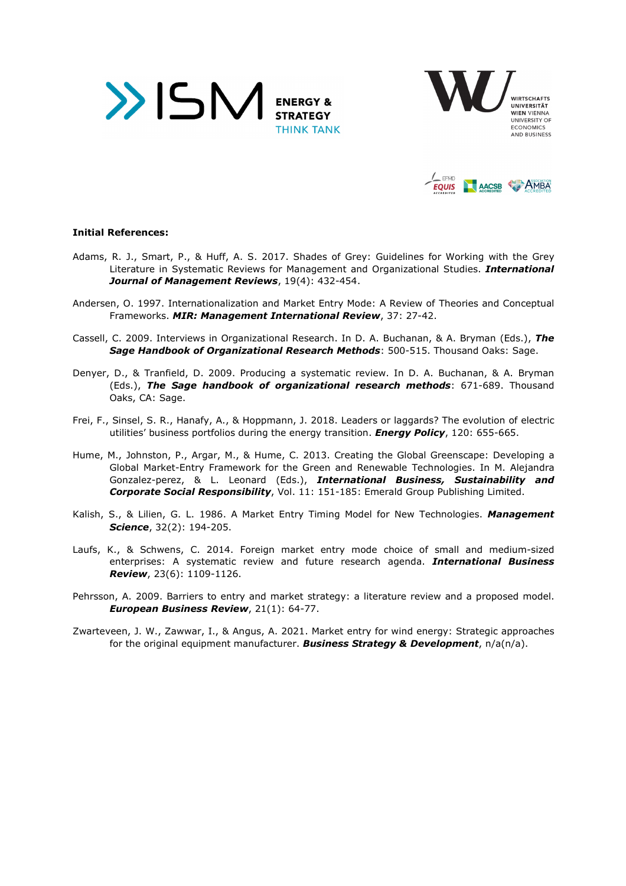**Initial References:**

Adams, R. J., Smart, P., & Huff, A. S. 2017. Shades of Grey: Guidelines for Working with the Grey Literature in Systematic Reviews for Management and Organizational Studies. ***International Journal of Management Reviews***, 19(4): 432-454.

Andersen, O. 1997. Internationalization and Market Entry Mode: A Review of Theories and Conceptual Frameworks. ***MIR: Management International Review***, 37: 27-42.

Cassell, C. 2009. Interviews in Organizational Research. In D. A. Buchanan, & A. Bryman (Eds.), ***The Sage Handbook of Organizational Research Methods***: 500-515. Thousand Oaks: Sage.

Denyer, D., & Tranfield, D. 2009. Producing a systematic review. In D. A. Buchanan, & A. Bryman (Eds.), ***The Sage handbook of organizational research methods***: 671-689. Thousand Oaks, CA: Sage.

Frei, F., Sinsel, S. R., Hanafy, A., & Hoppmann, J. 2018. Leaders or laggards? The evolution of electric utilities' business portfolios during the energy transition. ***Energy Policy***, 120: 655-665.

Hume, M., Johnston, P., Argar, M., & Hume, C. 2013. Creating the Global Greenscape: Developing a Global Market-Entry Framework for the Green and Renewable Technologies. In M. Alejandra Gonzalez-perez, & L. Leonard (Eds.), ***International Business, Sustainability and Corporate Social Responsibility***, Vol. 11: 151-185: Emerald Group Publishing Limited.

Kalish, S., & Lilien, G. L. 1986. A Market Entry Timing Model for New Technologies. ***Management Science***, 32(2): 194-205.

Laufs, K., & Schwens, C. 2014. Foreign market entry mode choice of small and medium-sized enterprises: A systematic review and future research agenda. ***International Business Review***, 23(6): 1109-1126.

Pehrsson, A. 2009. Barriers to entry and market strategy: a literature review and a proposed model. ***European Business Review***, 21(1): 64-77.

Zwarteveen, J. W., Zawwar, I., & Angus, A. 2021. Market entry for wind energy: Strategic approaches for the original equipment manufacturer. ***Business Strategy & Development***, n/a(n/a).